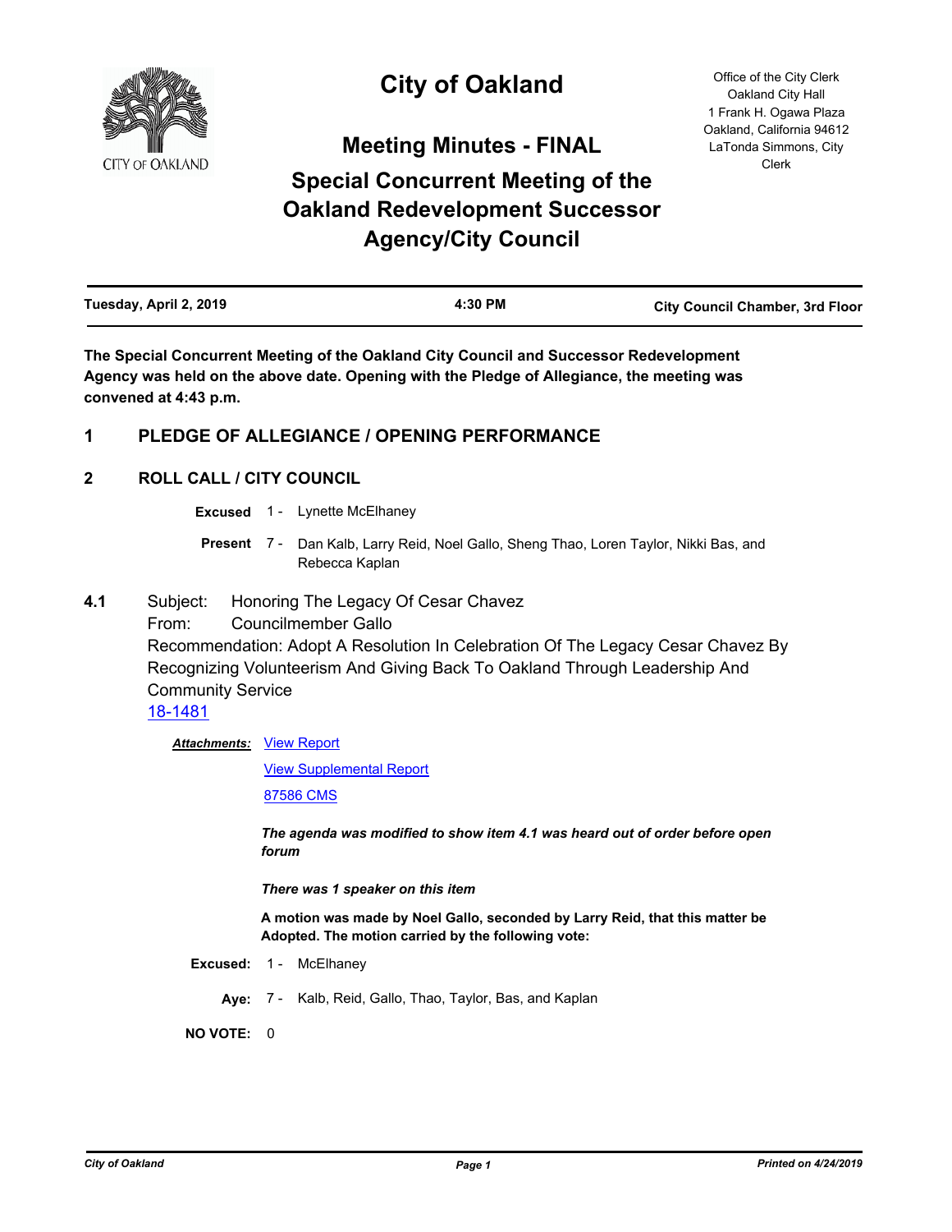# City of Oakland

## Meeting Minutes - FINAL

## Special Concurrent Meeting of the Oakland Redevelopment Successor Agency/City Council

Office of the City Clerk
Oakland City Hall
1 Frank H. Ogawa Plaza
Oakland, California 94612
LaTonda Simmons, City Clerk

**Tuesday, April 2, 2019** | **4:30 PM** | **City Council Chamber, 3rd Floor**

**The Special Concurrent Meeting of the Oakland City Council and Successor Redevelopment Agency was held on the above date. Opening with the Pledge of Allegiance, the meeting was convened at 4:43 p.m.**

### 1 PLEDGE OF ALLEGIANCE / OPENING PERFORMANCE

### 2 ROLL CALL / CITY COUNCIL

**Excused** 1 - Lynette McElhaney

**Present** 7 - Dan Kalb, Larry Reid, Noel Gallo, Sheng Thao, Loren Taylor, Nikki Bas, and Rebecca Kaplan

**4.1** Subject: Honoring The Legacy Of Cesar Chavez
From: Councilmember Gallo
Recommendation: Adopt A Resolution In Celebration Of The Legacy Cesar Chavez By Recognizing Volunteerism And Giving Back To Oakland Through Leadership And Community Service
18-1481

***Attachments:*** View Report
View Supplemental Report
87586 CMS

***The agenda was modified to show item 4.1 was heard out of order before open forum***

***There was 1 speaker on this item***

**A motion was made by Noel Gallo, seconded by Larry Reid, that this matter be Adopted. The motion carried by the following vote:**

**Excused:** 1 - McElhaney

**Aye:** 7 - Kalb, Reid, Gallo, Thao, Taylor, Bas, and Kaplan

**NO VOTE:** 0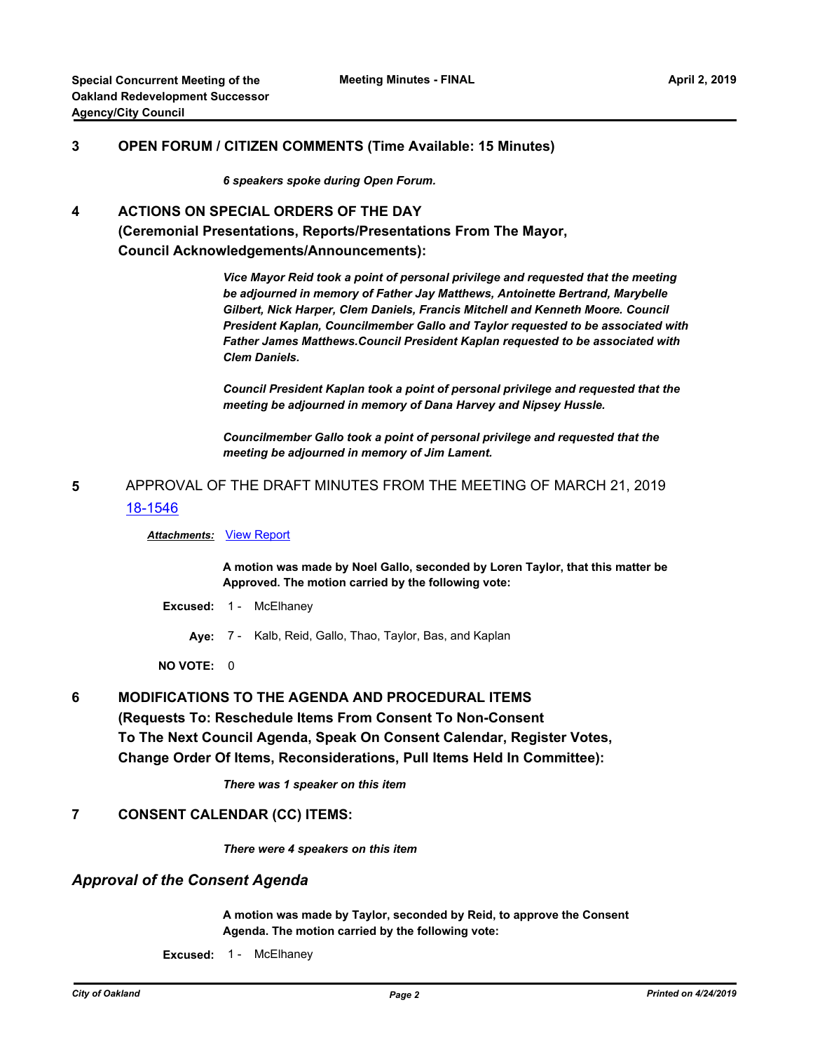## 3 OPEN FORUM / CITIZEN COMMENTS (Time Available: 15 Minutes)

***6 speakers spoke during Open Forum.***

## 4 ACTIONS ON SPECIAL ORDERS OF THE DAY (Ceremonial Presentations, Reports/Presentations From The Mayor, Council Acknowledgements/Announcements):

***Vice Mayor Reid took a point of personal privilege and requested that the meeting be adjourned in memory of Father Jay Matthews, Antoinette Bertrand, Marybelle Gilbert, Nick Harper, Clem Daniels, Francis Mitchell and Kenneth Moore. Council President Kaplan, Councilmember Gallo and Taylor requested to be associated with Father James Matthews.Council President Kaplan requested to be associated with Clem Daniels.***

***Council President Kaplan took a point of personal privilege and requested that the meeting be adjourned in memory of Dana Harvey and Nipsey Hussle.***

***Councilmember Gallo took a point of personal privilege and requested that the meeting be adjourned in memory of Jim Lament.***

## 5 APPROVAL OF THE DRAFT MINUTES FROM THE MEETING OF MARCH 21, 2019

18-1546

***Attachments:*** View Report

**A motion was made by Noel Gallo, seconded by Loren Taylor, that this matter be Approved. The motion carried by the following vote:**

**Excused:** 1 - McElhaney

**Aye:** 7 - Kalb, Reid, Gallo, Thao, Taylor, Bas, and Kaplan

**NO VOTE:** 0

## 6 MODIFICATIONS TO THE AGENDA AND PROCEDURAL ITEMS (Requests To: Reschedule Items From Consent To Non-Consent To The Next Council Agenda, Speak On Consent Calendar, Register Votes, Change Order Of Items, Reconsiderations, Pull Items Held In Committee):

***There was 1 speaker on this item***

## 7 CONSENT CALENDAR (CC) ITEMS:

***There were 4 speakers on this item***

### *Approval of the Consent Agenda*

**A motion was made by Taylor, seconded by Reid, to approve the Consent Agenda. The motion carried by the following vote:**

**Excused:** 1 - McElhaney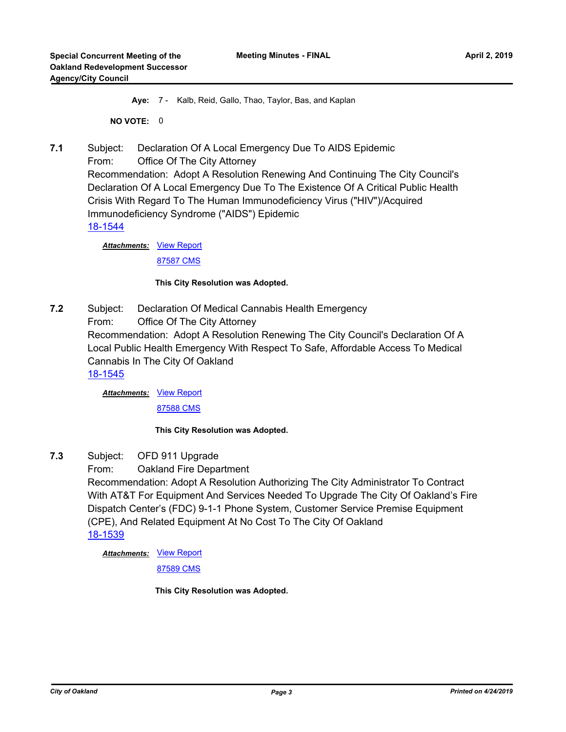**Aye:** 7 - Kalb, Reid, Gallo, Thao, Taylor, Bas, and Kaplan

**NO VOTE:** 0

**7.1** Subject: Declaration Of A Local Emergency Due To AIDS Epidemic
From: Office Of The City Attorney
Recommendation: Adopt A Resolution Renewing And Continuing The City Council's Declaration Of A Local Emergency Due To The Existence Of A Critical Public Health Crisis With Regard To The Human Immunodeficiency Virus ("HIV")/Acquired Immunodeficiency Syndrome ("AIDS") Epidemic
18-1544

***Attachments:*** View Report
87587 CMS

**This City Resolution was Adopted.**

**7.2** Subject: Declaration Of Medical Cannabis Health Emergency
From: Office Of The City Attorney
Recommendation: Adopt A Resolution Renewing The City Council's Declaration Of A Local Public Health Emergency With Respect To Safe, Affordable Access To Medical Cannabis In The City Of Oakland
18-1545

***Attachments:*** View Report
87588 CMS

**This City Resolution was Adopted.**

**7.3** Subject: OFD 911 Upgrade
From: Oakland Fire Department
Recommendation: Adopt A Resolution Authorizing The City Administrator To Contract With AT&T For Equipment And Services Needed To Upgrade The City Of Oakland's Fire Dispatch Center's (FDC) 9-1-1 Phone System, Customer Service Premise Equipment (CPE), And Related Equipment At No Cost To The City Of Oakland
18-1539

***Attachments:*** View Report
87589 CMS

**This City Resolution was Adopted.**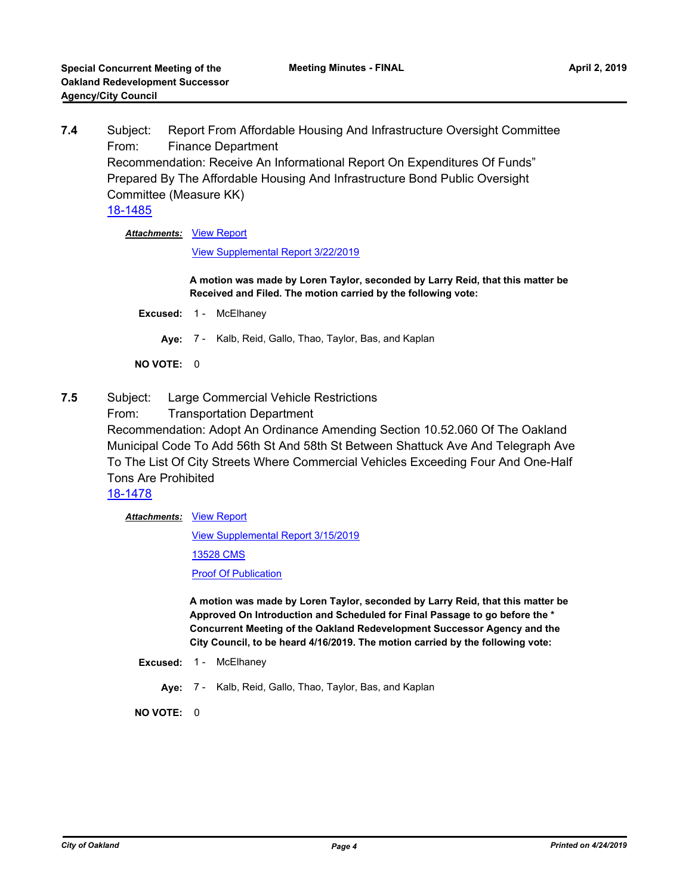**7.4** Subject: Report From Affordable Housing And Infrastructure Oversight Committee
From: Finance Department
Recommendation: Receive An Informational Report On Expenditures Of Funds" Prepared By The Affordable Housing And Infrastructure Bond Public Oversight Committee (Measure KK)
18-1485

***Attachments:*** View Report
View Supplemental Report 3/22/2019

**A motion was made by Loren Taylor, seconded by Larry Reid, that this matter be Received and Filed. The motion carried by the following vote:**

**Excused:** 1 - McElhaney

**Aye:** 7 - Kalb, Reid, Gallo, Thao, Taylor, Bas, and Kaplan

**NO VOTE:** 0

**7.5** Subject: Large Commercial Vehicle Restrictions
From: Transportation Department
Recommendation: Adopt An Ordinance Amending Section 10.52.060 Of The Oakland Municipal Code To Add 56th St And 58th St Between Shattuck Ave And Telegraph Ave To The List Of City Streets Where Commercial Vehicles Exceeding Four And One-Half Tons Are Prohibited
18-1478

***Attachments:*** View Report
View Supplemental Report 3/15/2019
13528 CMS
Proof Of Publication

**A motion was made by Loren Taylor, seconded by Larry Reid, that this matter be Approved On Introduction and Scheduled for Final Passage to go before the * Concurrent Meeting of the Oakland Redevelopment Successor Agency and the City Council, to be heard 4/16/2019. The motion carried by the following vote:**

**Excused:** 1 - McElhaney

**Aye:** 7 - Kalb, Reid, Gallo, Thao, Taylor, Bas, and Kaplan

**NO VOTE:** 0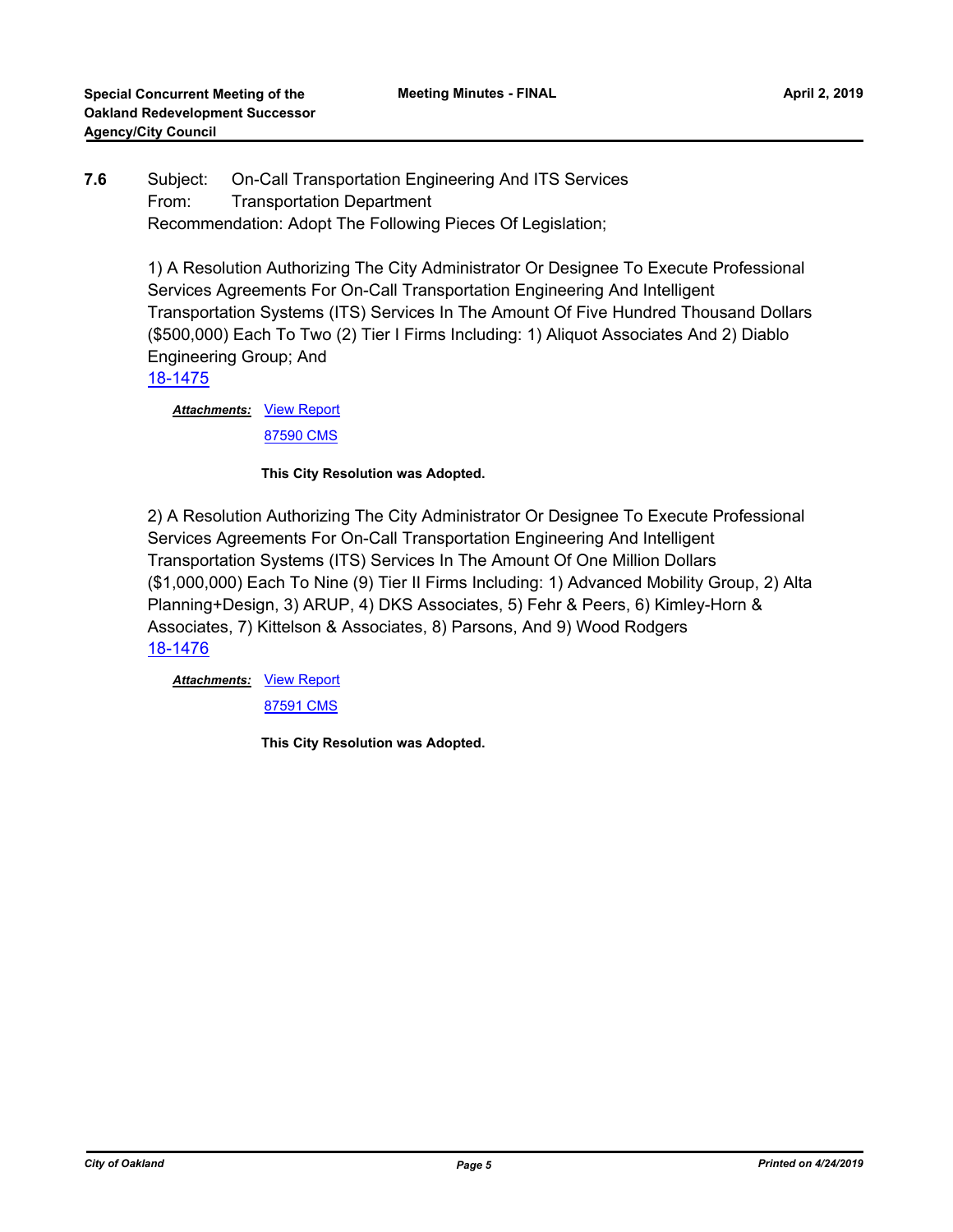**7.6** Subject: On-Call Transportation Engineering And ITS Services
From: Transportation Department
Recommendation: Adopt The Following Pieces Of Legislation;

1) A Resolution Authorizing The City Administrator Or Designee To Execute Professional Services Agreements For On-Call Transportation Engineering And Intelligent Transportation Systems (ITS) Services In The Amount Of Five Hundred Thousand Dollars ($500,000) Each To Two (2) Tier I Firms Including: 1) Aliquot Associates And 2) Diablo Engineering Group; And
18-1475

***Attachments:*** View Report
87590 CMS

**This City Resolution was Adopted.**

2) A Resolution Authorizing The City Administrator Or Designee To Execute Professional Services Agreements For On-Call Transportation Engineering And Intelligent Transportation Systems (ITS) Services In The Amount Of One Million Dollars ($1,000,000) Each To Nine (9) Tier II Firms Including: 1) Advanced Mobility Group, 2) Alta Planning+Design, 3) ARUP, 4) DKS Associates, 5) Fehr & Peers, 6) Kimley-Horn & Associates, 7) Kittelson & Associates, 8) Parsons, And 9) Wood Rodgers
18-1476

***Attachments:*** View Report
87591 CMS

**This City Resolution was Adopted.**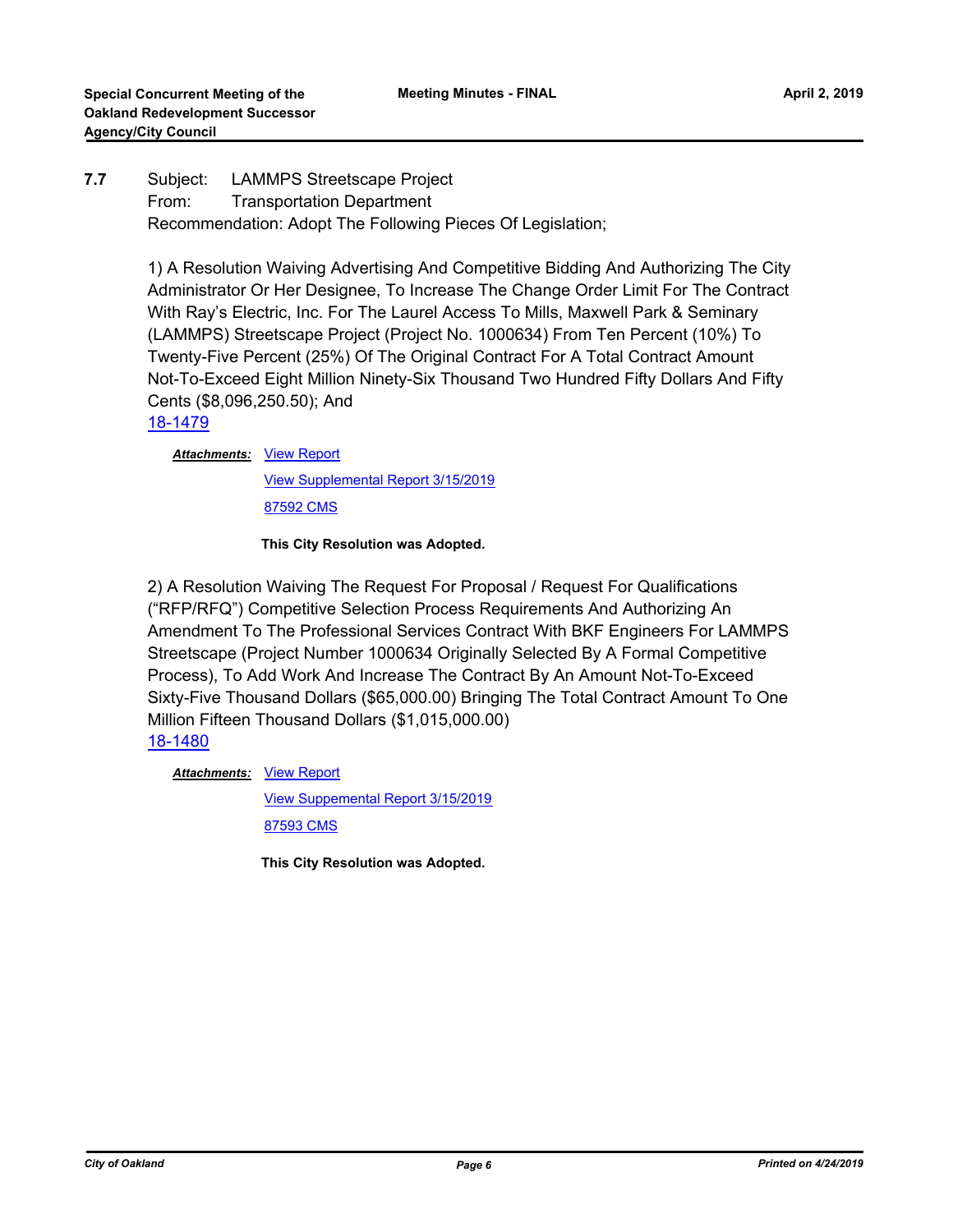**7.7** Subject: LAMMPS Streetscape Project
From: Transportation Department
Recommendation: Adopt The Following Pieces Of Legislation;

1) A Resolution Waiving Advertising And Competitive Bidding And Authorizing The City Administrator Or Her Designee, To Increase The Change Order Limit For The Contract With Ray's Electric, Inc. For The Laurel Access To Mills, Maxwell Park & Seminary (LAMMPS) Streetscape Project (Project No. 1000634) From Ten Percent (10%) To Twenty-Five Percent (25%) Of The Original Contract For A Total Contract Amount Not-To-Exceed Eight Million Ninety-Six Thousand Two Hundred Fifty Dollars And Fifty Cents ($8,096,250.50); And

18-1479

***Attachments:*** View Report

View Supplemental Report 3/15/2019

87592 CMS

**This City Resolution was Adopted.**

2) A Resolution Waiving The Request For Proposal / Request For Qualifications ("RFP/RFQ") Competitive Selection Process Requirements And Authorizing An Amendment To The Professional Services Contract With BKF Engineers For LAMMPS Streetscape (Project Number 1000634 Originally Selected By A Formal Competitive Process), To Add Work And Increase The Contract By An Amount Not-To-Exceed Sixty-Five Thousand Dollars ($65,000.00) Bringing The Total Contract Amount To One Million Fifteen Thousand Dollars ($1,015,000.00)

18-1480

***Attachments:*** View Report

View Suppemental Report 3/15/2019

87593 CMS

**This City Resolution was Adopted.**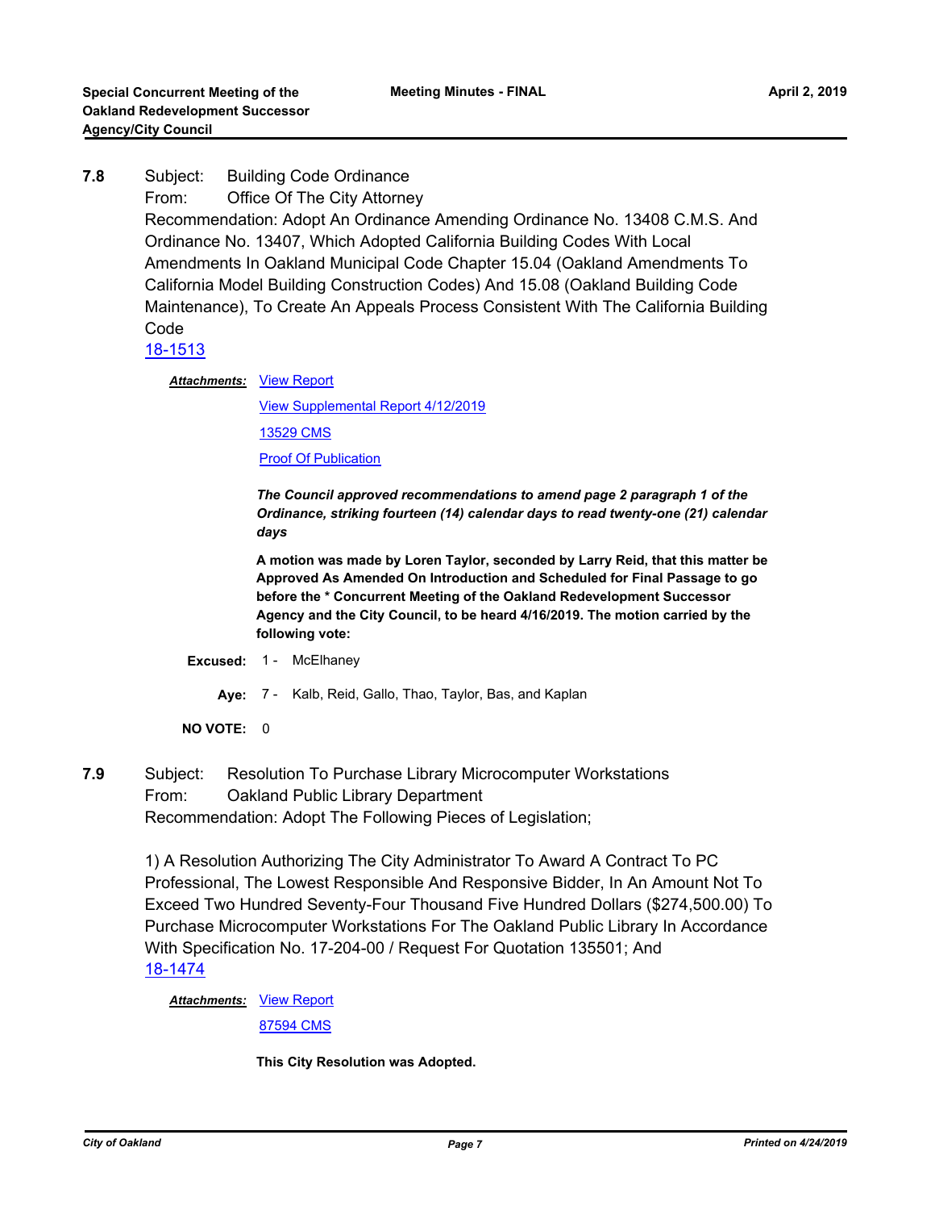**7.8** Subject: Building Code Ordinance
From: Office Of The City Attorney
Recommendation: Adopt An Ordinance Amending Ordinance No. 13408 C.M.S. And Ordinance No. 13407, Which Adopted California Building Codes With Local Amendments In Oakland Municipal Code Chapter 15.04 (Oakland Amendments To California Model Building Construction Codes) And 15.08 (Oakland Building Code Maintenance), To Create An Appeals Process Consistent With The California Building Code
18-1513

***Attachments:*** View Report
View Supplemental Report 4/12/2019
13529 CMS
Proof Of Publication

***The Council approved recommendations to amend page 2 paragraph 1 of the Ordinance, striking fourteen (14) calendar days to read twenty-one (21) calendar days***

**A motion was made by Loren Taylor, seconded by Larry Reid, that this matter be Approved As Amended On Introduction and Scheduled for Final Passage to go before the * Concurrent Meeting of the Oakland Redevelopment Successor Agency and the City Council, to be heard 4/16/2019. The motion carried by the following vote:**

**Excused:** 1 - McElhaney

**Aye:** 7 - Kalb, Reid, Gallo, Thao, Taylor, Bas, and Kaplan

**NO VOTE:** 0

**7.9** Subject: Resolution To Purchase Library Microcomputer Workstations
From: Oakland Public Library Department
Recommendation: Adopt The Following Pieces of Legislation;

1) A Resolution Authorizing The City Administrator To Award A Contract To PC Professional, The Lowest Responsible And Responsive Bidder, In An Amount Not To Exceed Two Hundred Seventy-Four Thousand Five Hundred Dollars ($274,500.00) To Purchase Microcomputer Workstations For The Oakland Public Library In Accordance With Specification No. 17-204-00 / Request For Quotation 135501; And
18-1474

***Attachments:*** View Report
87594 CMS

**This City Resolution was Adopted.**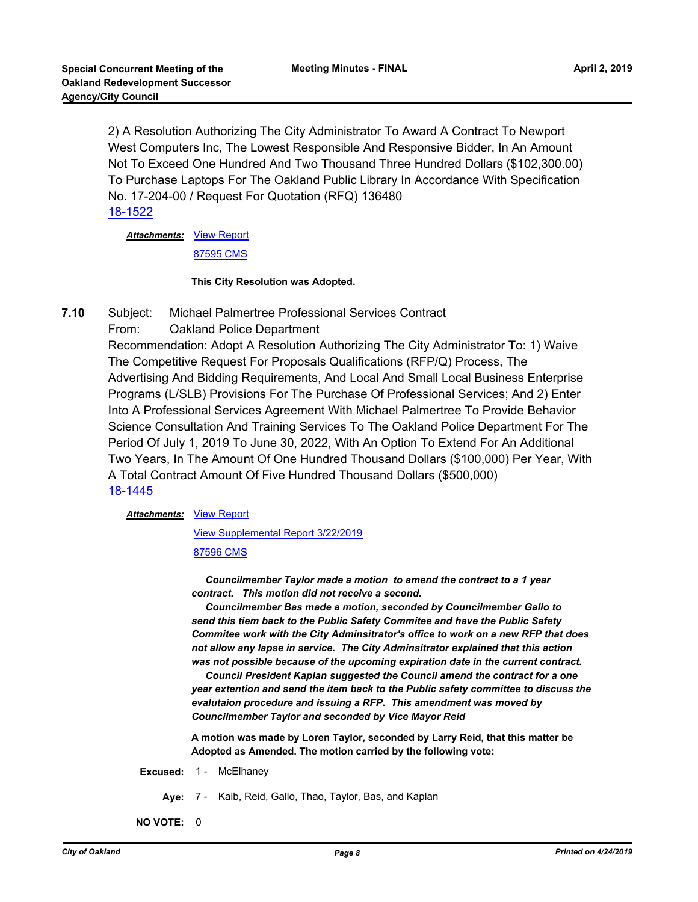2) A Resolution Authorizing The City Administrator To Award A Contract To Newport West Computers Inc, The Lowest Responsible And Responsive Bidder, In An Amount Not To Exceed One Hundred And Two Thousand Three Hundred Dollars ($102,300.00) To Purchase Laptops For The Oakland Public Library In Accordance With Specification No. 17-204-00 / Request For Quotation (RFQ) 136480
18-1522

***Attachments:*** View Report
87595 CMS

**This City Resolution was Adopted.**

**7.10** Subject: Michael Palmertree Professional Services Contract
From: Oakland Police Department
Recommendation: Adopt A Resolution Authorizing The City Administrator To: 1) Waive The Competitive Request For Proposals Qualifications (RFP/Q) Process, The Advertising And Bidding Requirements, And Local And Small Local Business Enterprise Programs (L/SLB) Provisions For The Purchase Of Professional Services; And 2) Enter Into A Professional Services Agreement With Michael Palmertree To Provide Behavior Science Consultation And Training Services To The Oakland Police Department For The Period Of July 1, 2019 To June 30, 2022, With An Option To Extend For An Additional Two Years, In The Amount Of One Hundred Thousand Dollars ($100,000) Per Year, With A Total Contract Amount Of Five Hundred Thousand Dollars ($500,000)
18-1445

***Attachments:*** View Report
View Supplemental Report 3/22/2019
87596 CMS

***Councilmember Taylor made a motion to amend the contract to a 1 year contract. This motion did not receive a second.***
***Councilmember Bas made a motion, seconded by Councilmember Gallo to send this tiem back to the Public Safety Commitee and have the Public Safety Commitee work with the City Adminsitrator's office to work on a new RFP that does not allow any lapse in service. The City Adminsitrator explained that this action was not possible because of the upcoming expiration date in the current contract.***
***Council President Kaplan suggested the Council amend the contract for a one year extention and send the item back to the Public safety committee to discuss the evalutaion procedure and issuing a RFP. This amendment was moved by Councilmember Taylor and seconded by Vice Mayor Reid***

**A motion was made by Loren Taylor, seconded by Larry Reid, that this matter be Adopted as Amended. The motion carried by the following vote:**

**Excused:** 1 - McElhaney

**Aye:** 7 - Kalb, Reid, Gallo, Thao, Taylor, Bas, and Kaplan

**NO VOTE:** 0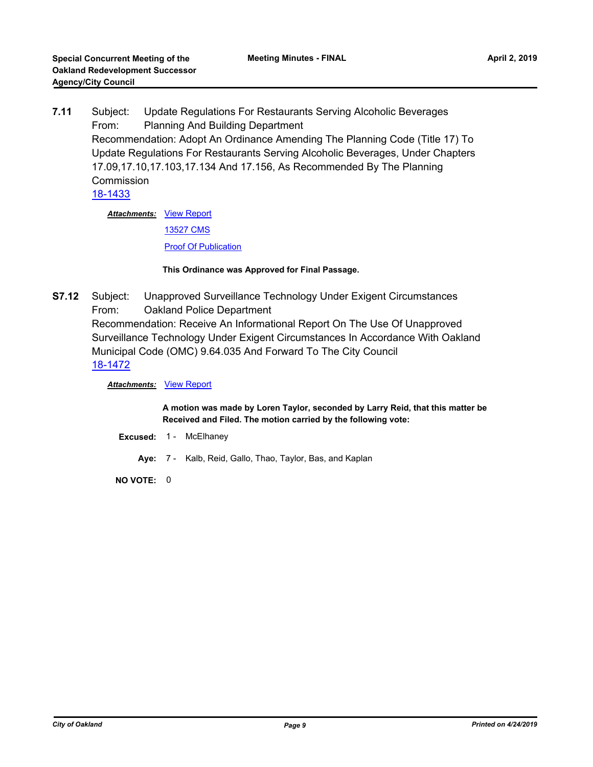**7.11** Subject: Update Regulations For Restaurants Serving Alcoholic Beverages
From: Planning And Building Department
Recommendation: Adopt An Ordinance Amending The Planning Code (Title 17) To Update Regulations For Restaurants Serving Alcoholic Beverages, Under Chapters 17.09,17.10,17.103,17.134 And 17.156, As Recommended By The Planning Commission
18-1433

***Attachments:*** View Report
13527 CMS
Proof Of Publication

**This Ordinance was Approved for Final Passage.**

**S7.12** Subject: Unapproved Surveillance Technology Under Exigent Circumstances
From: Oakland Police Department
Recommendation: Receive An Informational Report On The Use Of Unapproved Surveillance Technology Under Exigent Circumstances In Accordance With Oakland Municipal Code (OMC) 9.64.035 And Forward To The City Council
18-1472

***Attachments:*** View Report

**A motion was made by Loren Taylor, seconded by Larry Reid, that this matter be Received and Filed. The motion carried by the following vote:**

**Excused:** 1 - McElhaney

**Aye:** 7 - Kalb, Reid, Gallo, Thao, Taylor, Bas, and Kaplan

**NO VOTE:** 0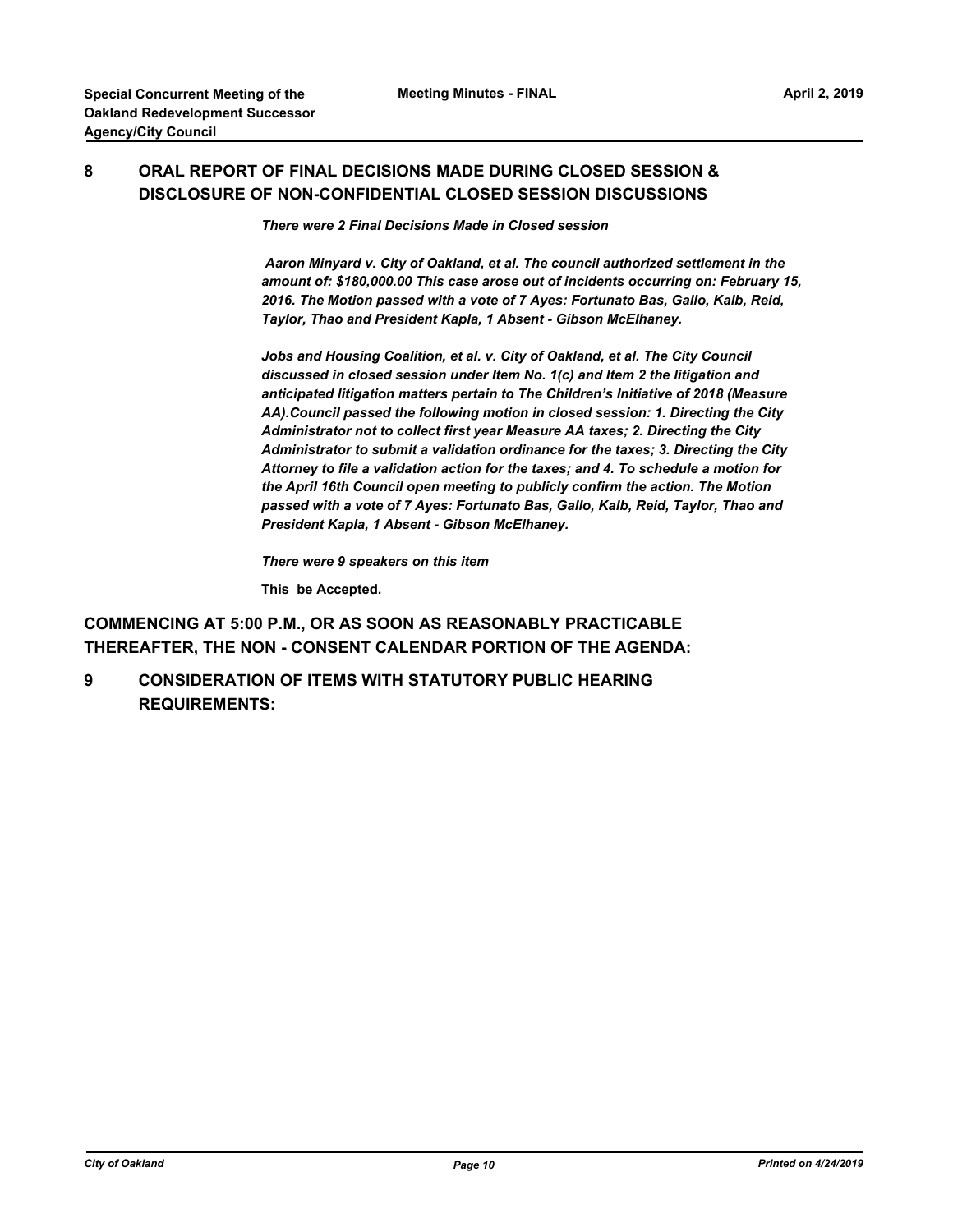## 8 ORAL REPORT OF FINAL DECISIONS MADE DURING CLOSED SESSION & DISCLOSURE OF NON-CONFIDENTIAL CLOSED SESSION DISCUSSIONS

*There were 2 Final Decisions Made in Closed session*

*Aaron Minyard v. City of Oakland, et al. The council authorized settlement in the amount of: $180,000.00 This case arose out of incidents occurring on: February 15, 2016. The Motion passed with a vote of 7 Ayes: Fortunato Bas, Gallo, Kalb, Reid, Taylor, Thao and President Kapla, 1 Absent - Gibson McElhaney.*

*Jobs and Housing Coalition, et al. v. City of Oakland, et al. The City Council discussed in closed session under Item No. 1(c) and Item 2 the litigation and anticipated litigation matters pertain to The Children's Initiative of 2018 (Measure AA).Council passed the following motion in closed session: 1. Directing the City Administrator not to collect first year Measure AA taxes; 2. Directing the City Administrator to submit a validation ordinance for the taxes; 3. Directing the City Attorney to file a validation action for the taxes; and 4. To schedule a motion for the April 16th Council open meeting to publicly confirm the action. The Motion passed with a vote of 7 Ayes: Fortunato Bas, Gallo, Kalb, Reid, Taylor, Thao and President Kapla, 1 Absent - Gibson McElhaney.*

*There were 9 speakers on this item*

**This be Accepted.**

## COMMENCING AT 5:00 P.M., OR AS SOON AS REASONABLY PRACTICABLE THEREAFTER, THE NON - CONSENT CALENDAR PORTION OF THE AGENDA:

## 9 CONSIDERATION OF ITEMS WITH STATUTORY PUBLIC HEARING REQUIREMENTS: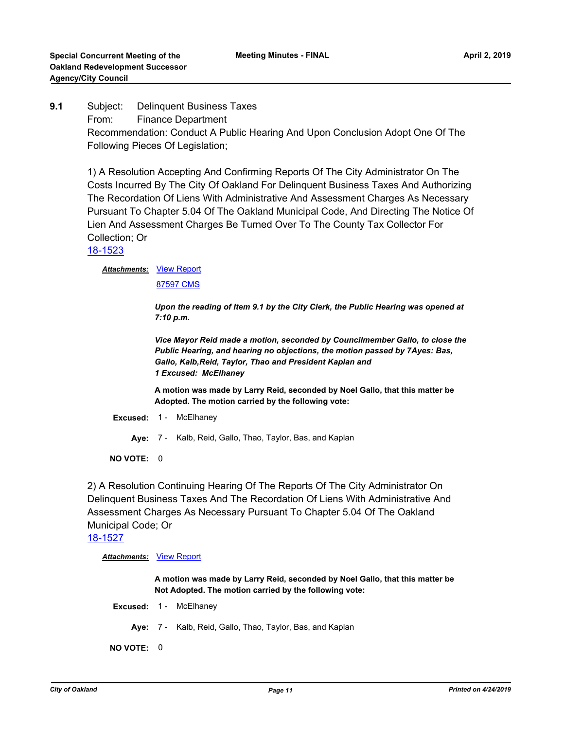**9.1** Subject: Delinquent Business Taxes
From: Finance Department
Recommendation: Conduct A Public Hearing And Upon Conclusion Adopt One Of The Following Pieces Of Legislation;

1) A Resolution Accepting And Confirming Reports Of The City Administrator On The Costs Incurred By The City Of Oakland For Delinquent Business Taxes And Authorizing The Recordation Of Liens With Administrative And Assessment Charges As Necessary Pursuant To Chapter 5.04 Of The Oakland Municipal Code, And Directing The Notice Of Lien And Assessment Charges Be Turned Over To The County Tax Collector For Collection; Or
18-1523

***Attachments:*** View Report
87597 CMS

***Upon the reading of Item 9.1 by the City Clerk, the Public Hearing was opened at 7:10 p.m.***

***Vice Mayor Reid made a motion, seconded by Councilmember Gallo, to close the Public Hearing, and hearing no objections, the motion passed by 7Ayes: Bas, Gallo, Kalb,Reid, Taylor, Thao and President Kaplan and 1 Excused: McElhaney***

**A motion was made by Larry Reid, seconded by Noel Gallo, that this matter be Adopted. The motion carried by the following vote:**

**Excused:** 1 - McElhaney

**Aye:** 7 - Kalb, Reid, Gallo, Thao, Taylor, Bas, and Kaplan

**NO VOTE:** 0

2) A Resolution Continuing Hearing Of The Reports Of The City Administrator On Delinquent Business Taxes And The Recordation Of Liens With Administrative And Assessment Charges As Necessary Pursuant To Chapter 5.04 Of The Oakland Municipal Code; Or
18-1527

***Attachments:*** View Report

**A motion was made by Larry Reid, seconded by Noel Gallo, that this matter be Not Adopted. The motion carried by the following vote:**

**Excused:** 1 - McElhaney

**Aye:** 7 - Kalb, Reid, Gallo, Thao, Taylor, Bas, and Kaplan

**NO VOTE:** 0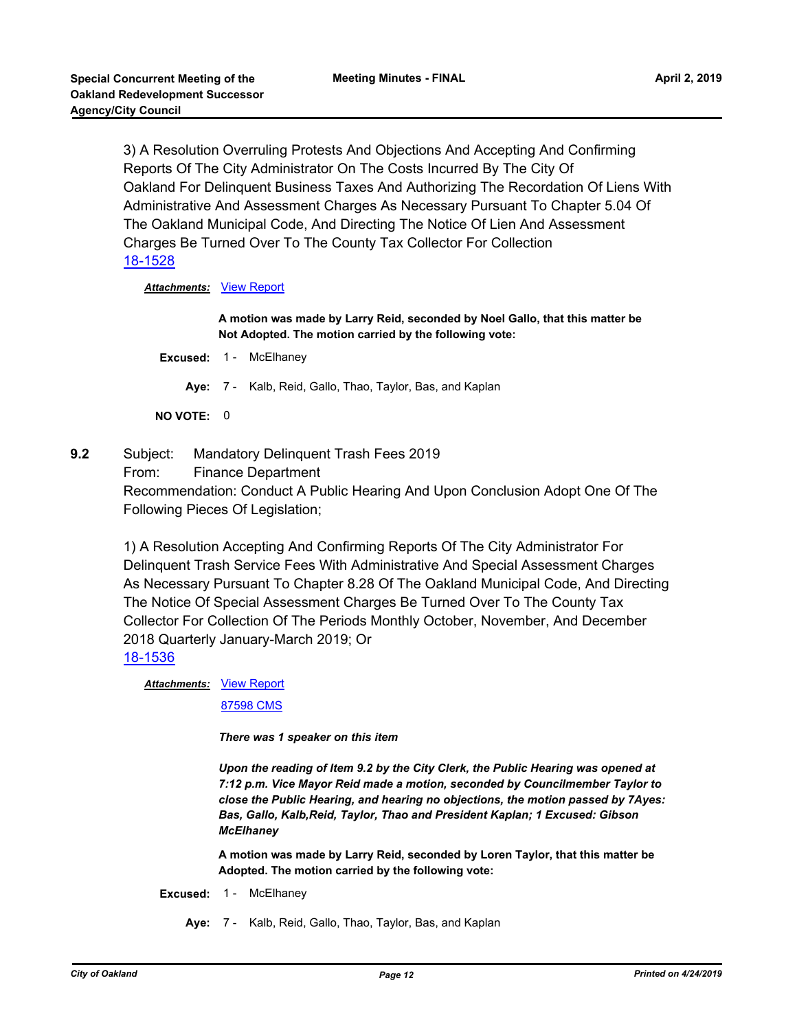3) A Resolution Overruling Protests And Objections And Accepting And Confirming Reports Of The City Administrator On The Costs Incurred By The City Of Oakland For Delinquent Business Taxes And Authorizing The Recordation Of Liens With Administrative And Assessment Charges As Necessary Pursuant To Chapter 5.04 Of The Oakland Municipal Code, And Directing The Notice Of Lien And Assessment Charges Be Turned Over To The County Tax Collector For Collection
18-1528

***Attachments:*** View Report

**A motion was made by Larry Reid, seconded by Noel Gallo, that this matter be Not Adopted. The motion carried by the following vote:**

**Excused:** 1 - McElhaney

**Aye:** 7 - Kalb, Reid, Gallo, Thao, Taylor, Bas, and Kaplan

**NO VOTE:** 0

**9.2** Subject: Mandatory Delinquent Trash Fees 2019
From: Finance Department
Recommendation: Conduct A Public Hearing And Upon Conclusion Adopt One Of The Following Pieces Of Legislation;

1) A Resolution Accepting And Confirming Reports Of The City Administrator For Delinquent Trash Service Fees With Administrative And Special Assessment Charges As Necessary Pursuant To Chapter 8.28 Of The Oakland Municipal Code, And Directing The Notice Of Special Assessment Charges Be Turned Over To The County Tax Collector For Collection Of The Periods Monthly October, November, And December 2018 Quarterly January-March 2019; Or
18-1536

***Attachments:*** View Report
87598 CMS

***There was 1 speaker on this item***

***Upon the reading of Item 9.2 by the City Clerk, the Public Hearing was opened at 7:12 p.m. Vice Mayor Reid made a motion, seconded by Councilmember Taylor to close the Public Hearing, and hearing no objections, the motion passed by 7Ayes: Bas, Gallo, Kalb,Reid, Taylor, Thao and President Kaplan; 1 Excused: Gibson McElhaney***

**A motion was made by Larry Reid, seconded by Loren Taylor, that this matter be Adopted. The motion carried by the following vote:**

**Excused:** 1 - McElhaney

**Aye:** 7 - Kalb, Reid, Gallo, Thao, Taylor, Bas, and Kaplan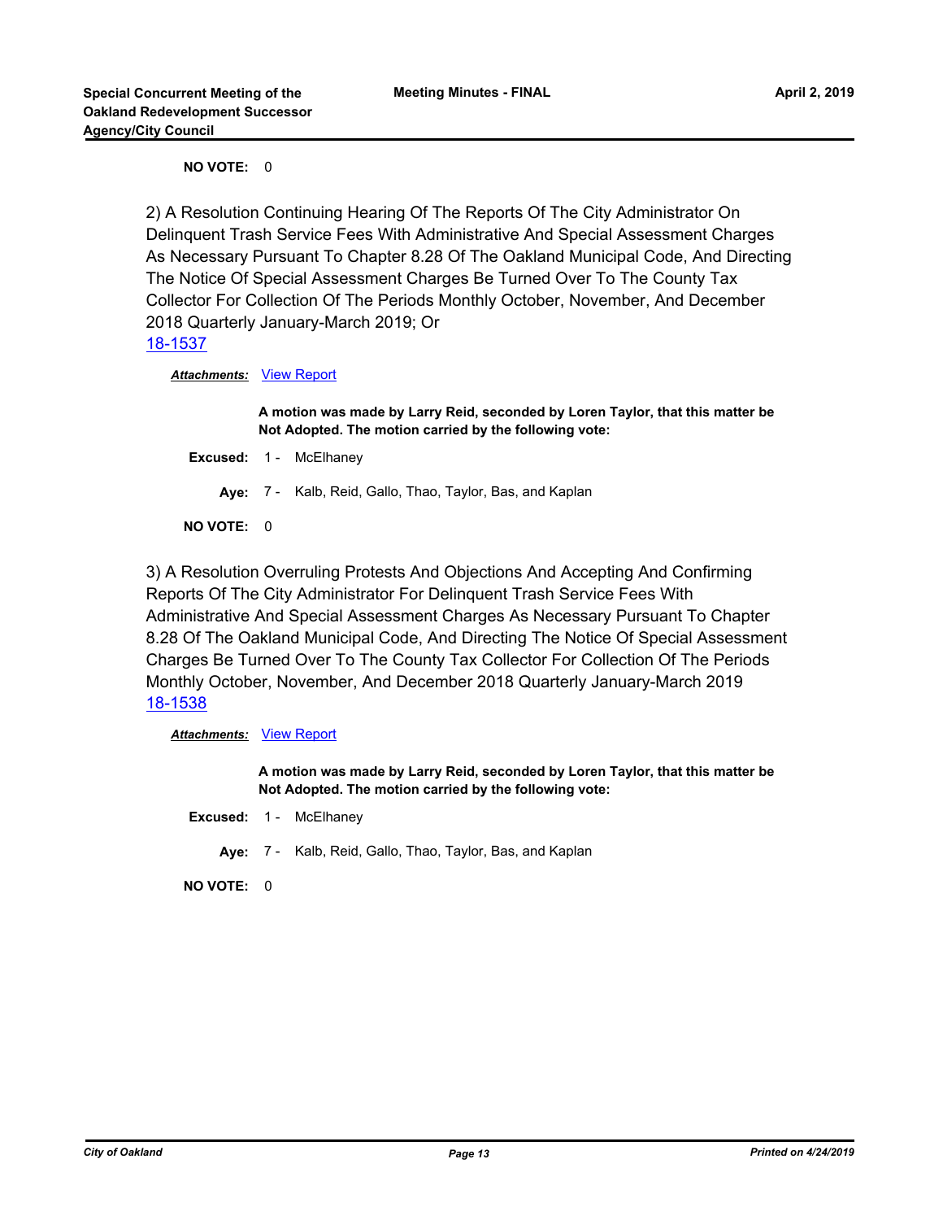**NO VOTE:** 0

2) A Resolution Continuing Hearing Of The Reports Of The City Administrator On Delinquent Trash Service Fees With Administrative And Special Assessment Charges As Necessary Pursuant To Chapter 8.28 Of The Oakland Municipal Code, And Directing The Notice Of Special Assessment Charges Be Turned Over To The County Tax Collector For Collection Of The Periods Monthly October, November, And December 2018 Quarterly January-March 2019; Or
18-1537

***Attachments:*** View Report

**A motion was made by Larry Reid, seconded by Loren Taylor, that this matter be Not Adopted. The motion carried by the following vote:**

**Excused:** 1 - McElhaney

**Aye:** 7 - Kalb, Reid, Gallo, Thao, Taylor, Bas, and Kaplan

**NO VOTE:** 0

3) A Resolution Overruling Protests And Objections And Accepting And Confirming Reports Of The City Administrator For Delinquent Trash Service Fees With Administrative And Special Assessment Charges As Necessary Pursuant To Chapter 8.28 Of The Oakland Municipal Code, And Directing The Notice Of Special Assessment Charges Be Turned Over To The County Tax Collector For Collection Of The Periods Monthly October, November, And December 2018 Quarterly January-March 2019
18-1538

***Attachments:*** View Report

**A motion was made by Larry Reid, seconded by Loren Taylor, that this matter be Not Adopted. The motion carried by the following vote:**

**Excused:** 1 - McElhaney

**Aye:** 7 - Kalb, Reid, Gallo, Thao, Taylor, Bas, and Kaplan

**NO VOTE:** 0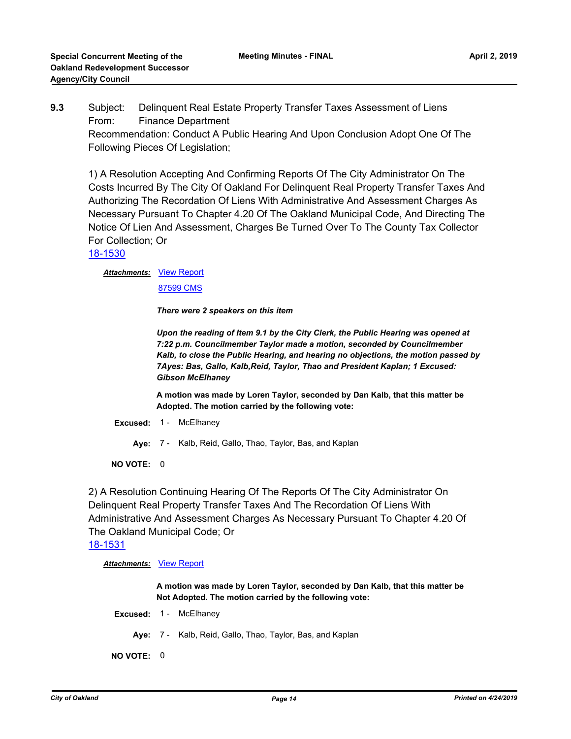**9.3** Subject: Delinquent Real Estate Property Transfer Taxes Assessment of Liens
From: Finance Department
Recommendation: Conduct A Public Hearing And Upon Conclusion Adopt One Of The Following Pieces Of Legislation;

1) A Resolution Accepting And Confirming Reports Of The City Administrator On The Costs Incurred By The City Of Oakland For Delinquent Real Property Transfer Taxes And Authorizing The Recordation Of Liens With Administrative And Assessment Charges As Necessary Pursuant To Chapter 4.20 Of The Oakland Municipal Code, And Directing The Notice Of Lien And Assessment, Charges Be Turned Over To The County Tax Collector For Collection; Or
18-1530

***Attachments:*** View Report
87599 CMS

***There were 2 speakers on this item***

***Upon the reading of Item 9.1 by the City Clerk, the Public Hearing was opened at 7:22 p.m. Councilmember Taylor made a motion, seconded by Councilmember Kalb, to close the Public Hearing, and hearing no objections, the motion passed by 7Ayes: Bas, Gallo, Kalb,Reid, Taylor, Thao and President Kaplan; 1 Excused: Gibson McElhaney***

**A motion was made by Loren Taylor, seconded by Dan Kalb, that this matter be Adopted. The motion carried by the following vote:**

**Excused:** 1 - McElhaney

**Aye:** 7 - Kalb, Reid, Gallo, Thao, Taylor, Bas, and Kaplan

**NO VOTE:** 0

2) A Resolution Continuing Hearing Of The Reports Of The City Administrator On Delinquent Real Property Transfer Taxes And The Recordation Of Liens With Administrative And Assessment Charges As Necessary Pursuant To Chapter 4.20 Of The Oakland Municipal Code; Or
18-1531

***Attachments:*** View Report

**A motion was made by Loren Taylor, seconded by Dan Kalb, that this matter be Not Adopted. The motion carried by the following vote:**

**Excused:** 1 - McElhaney

**Aye:** 7 - Kalb, Reid, Gallo, Thao, Taylor, Bas, and Kaplan

**NO VOTE:** 0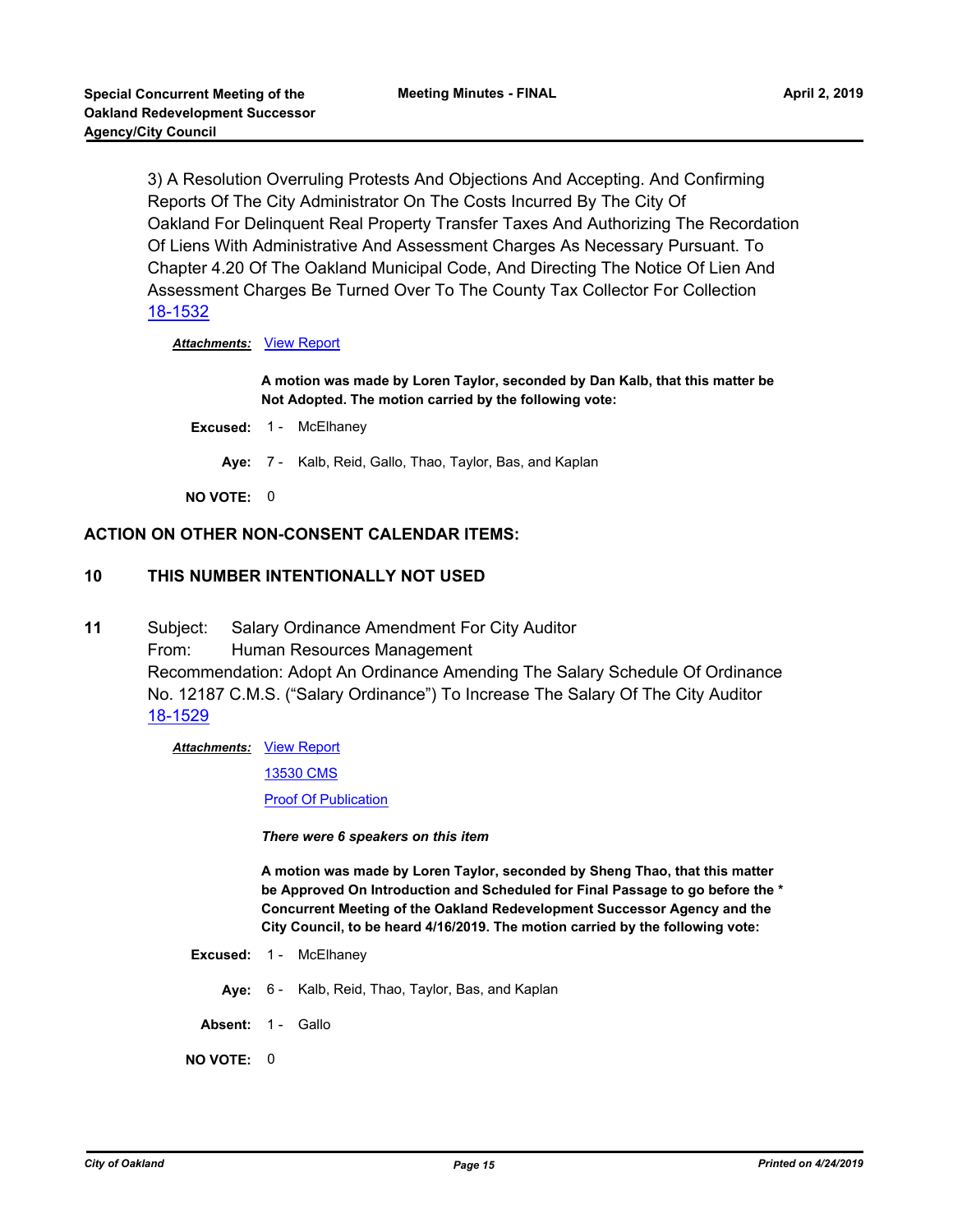3) A Resolution Overruling Protests And Objections And Accepting. And Confirming Reports Of The City Administrator On The Costs Incurred By The City Of Oakland For Delinquent Real Property Transfer Taxes And Authorizing The Recordation Of Liens With Administrative And Assessment Charges As Necessary Pursuant. To Chapter 4.20 Of The Oakland Municipal Code, And Directing The Notice Of Lien And Assessment Charges Be Turned Over To The County Tax Collector For Collection
18-1532

***Attachments:*** View Report

**A motion was made by Loren Taylor, seconded by Dan Kalb, that this matter be Not Adopted. The motion carried by the following vote:**

**Excused:** 1 - McElhaney

**Aye:** 7 - Kalb, Reid, Gallo, Thao, Taylor, Bas, and Kaplan

**NO VOTE:** 0

## ACTION ON OTHER NON-CONSENT CALENDAR ITEMS:

## 10 THIS NUMBER INTENTIONALLY NOT USED

**11** Subject: Salary Ordinance Amendment For City Auditor
From: Human Resources Management
Recommendation: Adopt An Ordinance Amending The Salary Schedule Of Ordinance No. 12187 C.M.S. ("Salary Ordinance") To Increase The Salary Of The City Auditor
18-1529

***Attachments:*** View Report

13530 CMS

Proof Of Publication

***There were 6 speakers on this item***

**A motion was made by Loren Taylor, seconded by Sheng Thao, that this matter be Approved On Introduction and Scheduled for Final Passage to go before the * Concurrent Meeting of the Oakland Redevelopment Successor Agency and the City Council, to be heard 4/16/2019. The motion carried by the following vote:**

**Excused:** 1 - McElhaney

**Aye:** 6 - Kalb, Reid, Thao, Taylor, Bas, and Kaplan

**Absent:** 1 - Gallo

**NO VOTE:** 0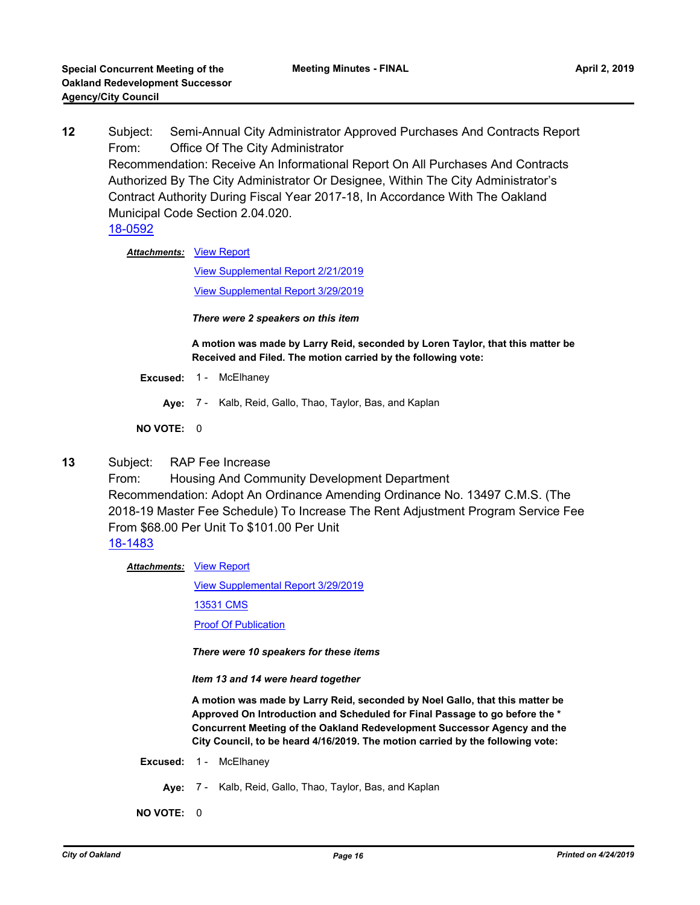**12** Subject: Semi-Annual City Administrator Approved Purchases And Contracts Report
From: Office Of The City Administrator
Recommendation: Receive An Informational Report On All Purchases And Contracts Authorized By The City Administrator Or Designee, Within The City Administrator's Contract Authority During Fiscal Year 2017-18, In Accordance With The Oakland Municipal Code Section 2.04.020.
18-0592

***Attachments:*** View Report
View Supplemental Report 2/21/2019
View Supplemental Report 3/29/2019

***There were 2 speakers on this item***

**A motion was made by Larry Reid, seconded by Loren Taylor, that this matter be Received and Filed. The motion carried by the following vote:**

**Excused:** 1 - McElhaney

**Aye:** 7 - Kalb, Reid, Gallo, Thao, Taylor, Bas, and Kaplan

**NO VOTE:** 0

**13** Subject: RAP Fee Increase
From: Housing And Community Development Department
Recommendation: Adopt An Ordinance Amending Ordinance No. 13497 C.M.S. (The 2018-19 Master Fee Schedule) To Increase The Rent Adjustment Program Service Fee From $68.00 Per Unit To $101.00 Per Unit
18-1483

***Attachments:*** View Report
View Supplemental Report 3/29/2019
13531 CMS
Proof Of Publication

***There were 10 speakers for these items***

***Item 13 and 14 were heard together***

**A motion was made by Larry Reid, seconded by Noel Gallo, that this matter be Approved On Introduction and Scheduled for Final Passage to go before the * Concurrent Meeting of the Oakland Redevelopment Successor Agency and the City Council, to be heard 4/16/2019. The motion carried by the following vote:**

**Excused:** 1 - McElhaney

**Aye:** 7 - Kalb, Reid, Gallo, Thao, Taylor, Bas, and Kaplan

**NO VOTE:** 0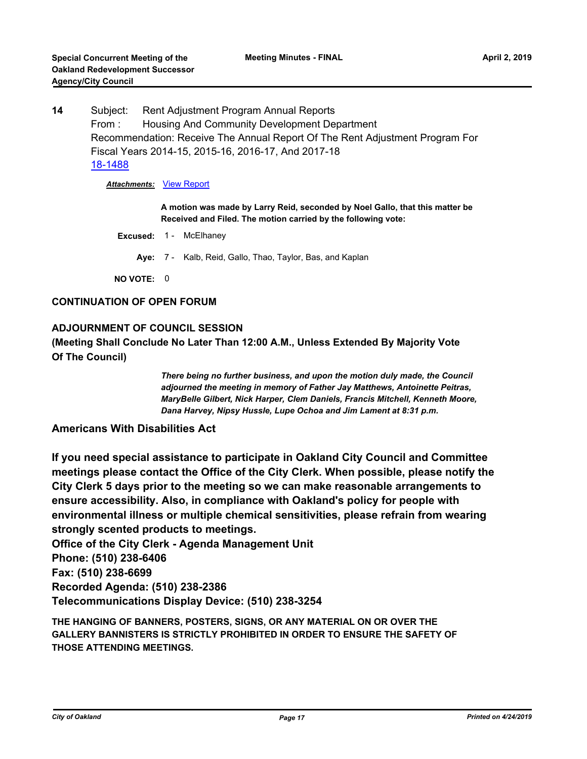**14** Subject: Rent Adjustment Program Annual Reports
From : Housing And Community Development Department
Recommendation: Receive The Annual Report Of The Rent Adjustment Program For Fiscal Years 2014-15, 2015-16, 2016-17, And 2017-18
18-1488

***Attachments:*** View Report

**A motion was made by Larry Reid, seconded by Noel Gallo, that this matter be Received and Filed. The motion carried by the following vote:**

**Excused:** 1 - McElhaney

**Aye:** 7 - Kalb, Reid, Gallo, Thao, Taylor, Bas, and Kaplan

**NO VOTE:** 0

## CONTINUATION OF OPEN FORUM

## ADJOURNMENT OF COUNCIL SESSION
## (Meeting Shall Conclude No Later Than 12:00 A.M., Unless Extended By Majority Vote Of The Council)

***There being no further business, and upon the motion duly made, the Council adjourned the meeting in memory of Father Jay Matthews, Antoinette Peitras, MaryBelle Gilbert, Nick Harper, Clem Daniels, Francis Mitchell, Kenneth Moore, Dana Harvey, Nipsy Hussle, Lupe Ochoa and Jim Lament at 8:31 p.m.***

## Americans With Disabilities Act

**If you need special assistance to participate in Oakland City Council and Committee meetings please contact the Office of the City Clerk. When possible, please notify the City Clerk 5 days prior to the meeting so we can make reasonable arrangements to ensure accessibility. Also, in compliance with Oakland's policy for people with environmental illness or multiple chemical sensitivities, please refrain from wearing strongly scented products to meetings.**
**Office of the City Clerk - Agenda Management Unit**
**Phone: (510) 238-6406**
**Fax: (510) 238-6699**
**Recorded Agenda: (510) 238-2386**
**Telecommunications Display Device: (510) 238-3254**

**THE HANGING OF BANNERS, POSTERS, SIGNS, OR ANY MATERIAL ON OR OVER THE GALLERY BANNISTERS IS STRICTLY PROHIBITED IN ORDER TO ENSURE THE SAFETY OF THOSE ATTENDING MEETINGS.**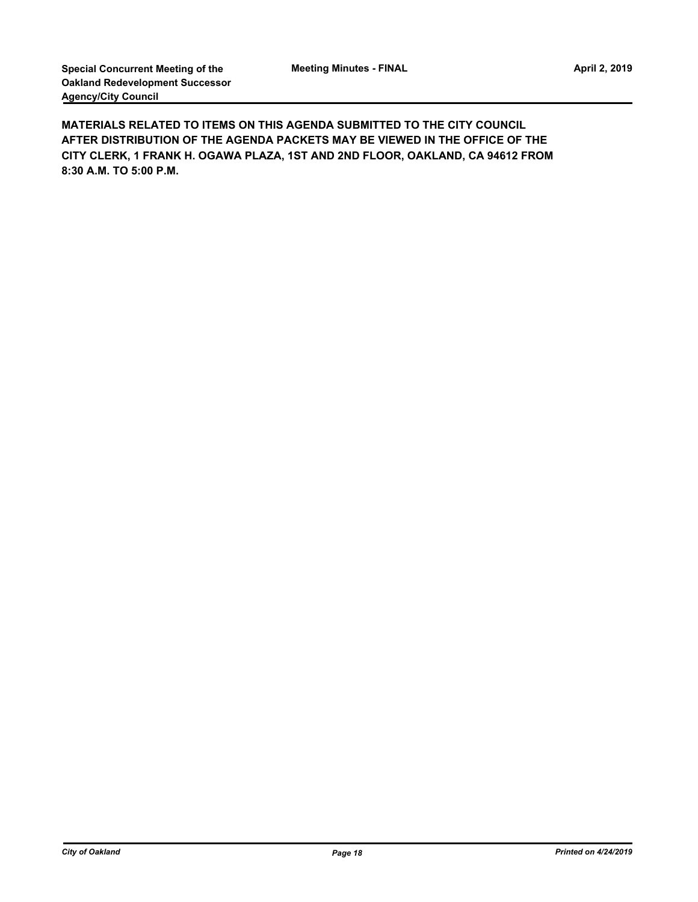**MATERIALS RELATED TO ITEMS ON THIS AGENDA SUBMITTED TO THE CITY COUNCIL AFTER DISTRIBUTION OF THE AGENDA PACKETS MAY BE VIEWED IN THE OFFICE OF THE CITY CLERK, 1 FRANK H. OGAWA PLAZA, 1ST AND 2ND FLOOR, OAKLAND, CA 94612 FROM 8:30 A.M. TO 5:00 P.M.**